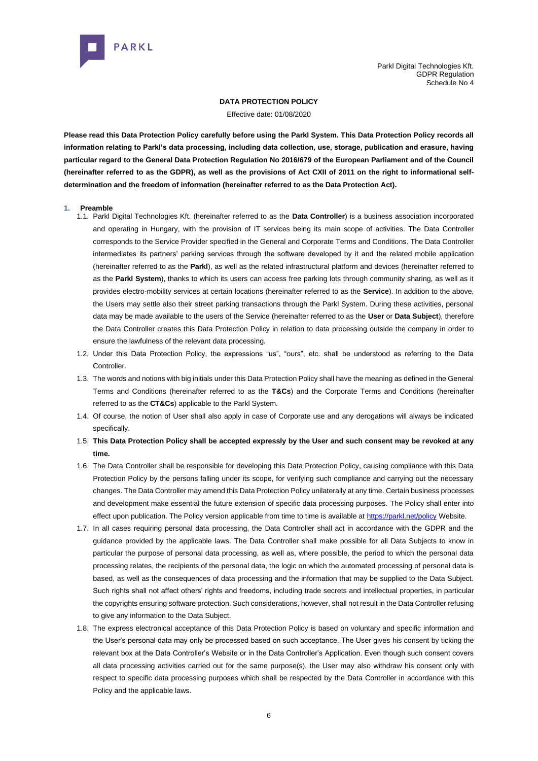Parkl Digital Technologies Kft.
GDPR Regulation
Schedule No 4

# DATA PROTECTION POLICY

Effective date: 01/08/2020

**Please read this Data Protection Policy carefully before using the Parkl System. This Data Protection Policy records all information relating to Parkl's data processing, including data collection, use, storage, publication and erasure, having particular regard to the General Data Protection Regulation No 2016/679 of the European Parliament and of the Council (hereinafter referred to as the GDPR), as well as the provisions of Act CXII of 2011 on the right to informational self-determination and the freedom of information (hereinafter referred to as the Data Protection Act).**

## 1. Preamble

1.1. Parkl Digital Technologies Kft. (hereinafter referred to as the **Data Controller**) is a business association incorporated and operating in Hungary, with the provision of IT services being its main scope of activities. The Data Controller corresponds to the Service Provider specified in the General and Corporate Terms and Conditions. The Data Controller intermediates its partners' parking services through the software developed by it and the related mobile application (hereinafter referred to as the **Parkl**), as well as the related infrastructural platform and devices (hereinafter referred to as the **Parkl System**), thanks to which its users can access free parking lots through community sharing, as well as it provides electro-mobility services at certain locations (hereinafter referred to as the **Service**). In addition to the above, the Users may settle also their street parking transactions through the Parkl System. During these activities, personal data may be made available to the users of the Service (hereinafter referred to as the **User** or **Data Subject**), therefore the Data Controller creates this Data Protection Policy in relation to data processing outside the company in order to ensure the lawfulness of the relevant data processing.

1.2. Under this Data Protection Policy, the expressions "us", "ours", etc. shall be understood as referring to the Data Controller.

1.3. The words and notions with big initials under this Data Protection Policy shall have the meaning as defined in the General Terms and Conditions (hereinafter referred to as the **T&Cs**) and the Corporate Terms and Conditions (hereinafter referred to as the **CT&Cs**) applicable to the Parkl System.

1.4. Of course, the notion of User shall also apply in case of Corporate use and any derogations will always be indicated specifically.

1.5. **This Data Protection Policy shall be accepted expressly by the User and such consent may be revoked at any time.**

1.6. The Data Controller shall be responsible for developing this Data Protection Policy, causing compliance with this Data Protection Policy by the persons falling under its scope, for verifying such compliance and carrying out the necessary changes. The Data Controller may amend this Data Protection Policy unilaterally at any time. Certain business processes and development make essential the future extension of specific data processing purposes. The Policy shall enter into effect upon publication. The Policy version applicable from time to time is available at [https://parkl.net/policy](https://parkl.net/policy) Website.

1.7. In all cases requiring personal data processing, the Data Controller shall act in accordance with the GDPR and the guidance provided by the applicable laws. The Data Controller shall make possible for all Data Subjects to know in particular the purpose of personal data processing, as well as, where possible, the period to which the personal data processing relates, the recipients of the personal data, the logic on which the automated processing of personal data is based, as well as the consequences of data processing and the information that may be supplied to the Data Subject. Such rights shall not affect others' rights and freedoms, including trade secrets and intellectual properties, in particular the copyrights ensuring software protection. Such considerations, however, shall not result in the Data Controller refusing to give any information to the Data Subject.

1.8. The express electronical acceptance of this Data Protection Policy is based on voluntary and specific information and the User's personal data may only be processed based on such acceptance. The User gives his consent by ticking the relevant box at the Data Controller's Website or in the Data Controller's Application. Even though such consent covers all data processing activities carried out for the same purpose(s), the User may also withdraw his consent only with respect to specific data processing purposes which shall be respected by the Data Controller in accordance with this Policy and the applicable laws.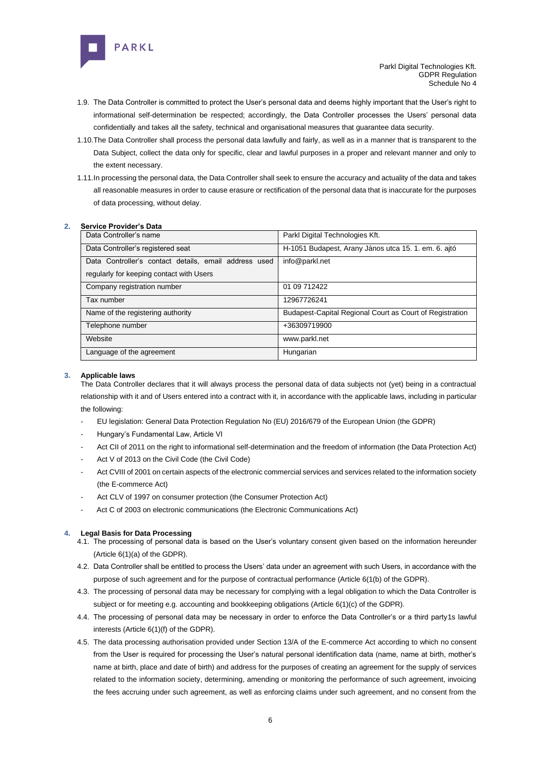1.9. The Data Controller is committed to protect the User's personal data and deems highly important that the User's right to informational self-determination be respected; accordingly, the Data Controller processes the Users' personal data confidentially and takes all the safety, technical and organisational measures that guarantee data security.

1.10. The Data Controller shall process the personal data lawfully and fairly, as well as in a manner that is transparent to the Data Subject, collect the data only for specific, clear and lawful purposes in a proper and relevant manner and only to the extent necessary.

1.11. In processing the personal data, the Data Controller shall seek to ensure the accuracy and actuality of the data and takes all reasonable measures in order to cause erasure or rectification of the personal data that is inaccurate for the purposes of data processing, without delay.

## 2. Service Provider's Data

| Data Controller's name | Parkl Digital Technologies Kft. |
|---|---|
| Data Controller's registered seat | H-1051 Budapest, Arany János utca 15. 1. em. 6. ajtó |
| Data Controller's contact details, email address used regularly for keeping contact with Users | info@parkl.net |
| Company registration number | 01 09 712422 |
| Tax number | 12967726241 |
| Name of the registering authority | Budapest-Capital Regional Court as Court of Registration |
| Telephone number | +36309719900 |
| Website | www.parkl.net |
| Language of the agreement | Hungarian |

## 3. Applicable laws

The Data Controller declares that it will always process the personal data of data subjects not (yet) being in a contractual relationship with it and of Users entered into a contract with it, in accordance with the applicable laws, including in particular the following:

- EU legislation: General Data Protection Regulation No (EU) 2016/679 of the European Union (the GDPR)
- Hungary's Fundamental Law, Article VI
- Act CII of 2011 on the right to informational self-determination and the freedom of information (the Data Protection Act)
- Act V of 2013 on the Civil Code (the Civil Code)
- Act CVIII of 2001 on certain aspects of the electronic commercial services and services related to the information society (the E-commerce Act)
- Act CLV of 1997 on consumer protection (the Consumer Protection Act)
- Act C of 2003 on electronic communications (the Electronic Communications Act)

## 4. Legal Basis for Data Processing

4.1. The processing of personal data is based on the User's voluntary consent given based on the information hereunder (Article 6(1)(a) of the GDPR).

4.2. Data Controller shall be entitled to process the Users' data under an agreement with such Users, in accordance with the purpose of such agreement and for the purpose of contractual performance (Article 6(1(b) of the GDPR).

4.3. The processing of personal data may be necessary for complying with a legal obligation to which the Data Controller is subject or for meeting e.g. accounting and bookkeeping obligations (Article 6(1)(c) of the GDPR).

4.4. The processing of personal data may be necessary in order to enforce the Data Controller's or a third party1s lawful interests (Article 6(1)(f) of the GDPR).

4.5. The data processing authorisation provided under Section 13/A of the E-commerce Act according to which no consent from the User is required for processing the User's natural personal identification data (name, name at birth, mother's name at birth, place and date of birth) and address for the purposes of creating an agreement for the supply of services related to the information society, determining, amending or monitoring the performance of such agreement, invoicing the fees accruing under such agreement, as well as enforcing claims under such agreement, and no consent from the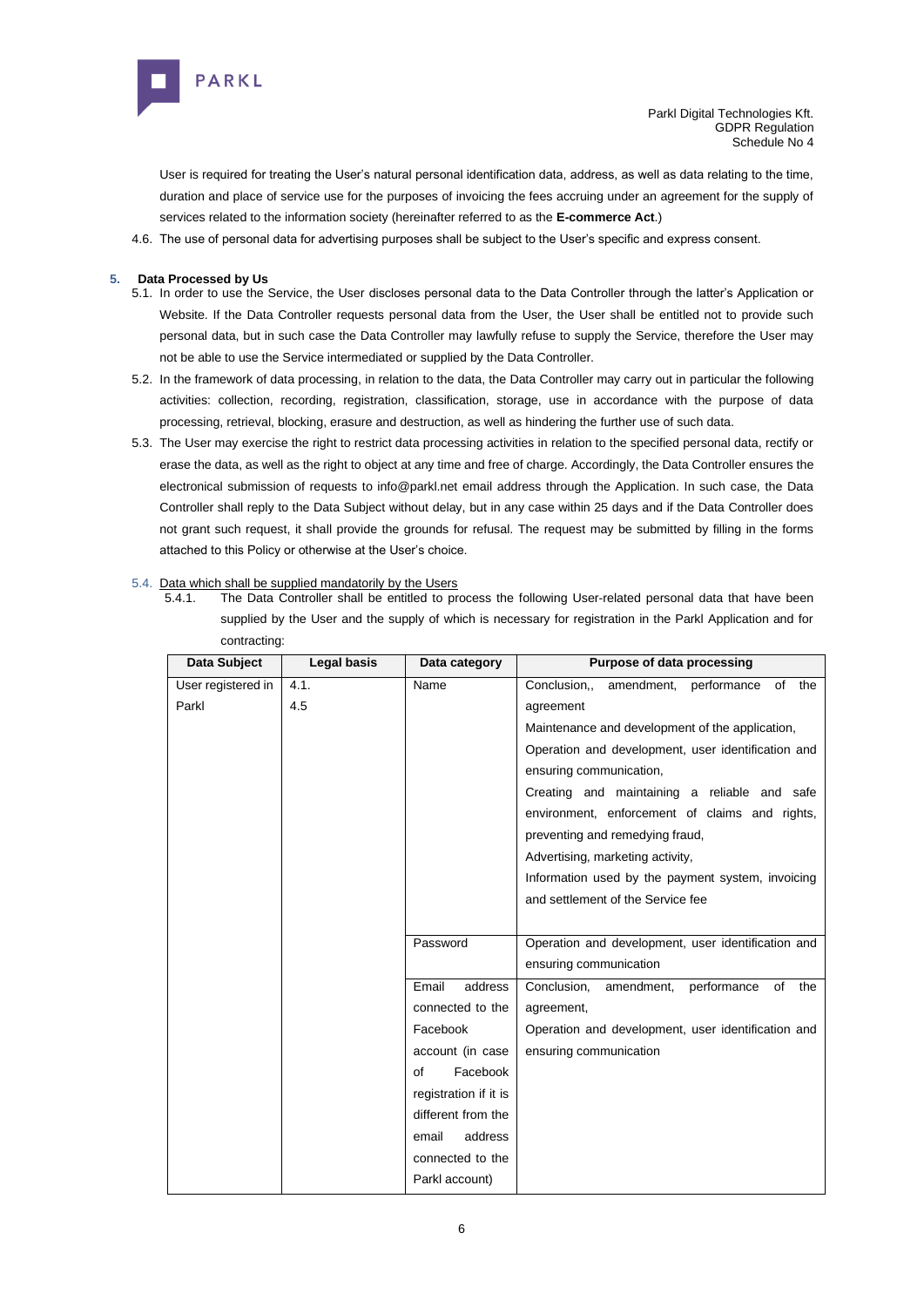User is required for treating the User's natural personal identification data, address, as well as data relating to the time, duration and place of service use for the purposes of invoicing the fees accruing under an agreement for the supply of services related to the information society (hereinafter referred to as the **E-commerce Act**.)

4.6. The use of personal data for advertising purposes shall be subject to the User's specific and express consent.

## 5. Data Processed by Us

5.1. In order to use the Service, the User discloses personal data to the Data Controller through the latter's Application or Website. If the Data Controller requests personal data from the User, the User shall be entitled not to provide such personal data, but in such case the Data Controller may lawfully refuse to supply the Service, therefore the User may not be able to use the Service intermediated or supplied by the Data Controller.

5.2. In the framework of data processing, in relation to the data, the Data Controller may carry out in particular the following activities: collection, recording, registration, classification, storage, use in accordance with the purpose of data processing, retrieval, blocking, erasure and destruction, as well as hindering the further use of such data.

5.3. The User may exercise the right to restrict data processing activities in relation to the specified personal data, rectify or erase the data, as well as the right to object at any time and free of charge. Accordingly, the Data Controller ensures the electronical submission of requests to info@parkl.net email address through the Application. In such case, the Data Controller shall reply to the Data Subject without delay, but in any case within 25 days and if the Data Controller does not grant such request, it shall provide the grounds for refusal. The request may be submitted by filling in the forms attached to this Policy or otherwise at the User's choice.

5.4. Data which shall be supplied mandatorily by the Users

5.4.1. The Data Controller shall be entitled to process the following User-related personal data that have been supplied by the User and the supply of which is necessary for registration in the Parkl Application and for contracting:

| Data Subject | Legal basis | Data category | Purpose of data processing |
|---|---|---|---|
| User registered in Parkl | 4.1.<br>4.5 | Name | Conclusion,, amendment, performance of the agreement<br>Maintenance and development of the application,<br>Operation and development, user identification and ensuring communication,<br>Creating and maintaining a reliable and safe environment, enforcement of claims and rights, preventing and remedying fraud,<br>Advertising, marketing activity,<br>Information used by the payment system, invoicing and settlement of the Service fee |
| | | Password | Operation and development, user identification and ensuring communication |
| | | Email address connected to the Facebook account (in case of Facebook registration if it is different from the email address connected to the Parkl account) | Conclusion, amendment, performance of the agreement,<br>Operation and development, user identification and ensuring communication |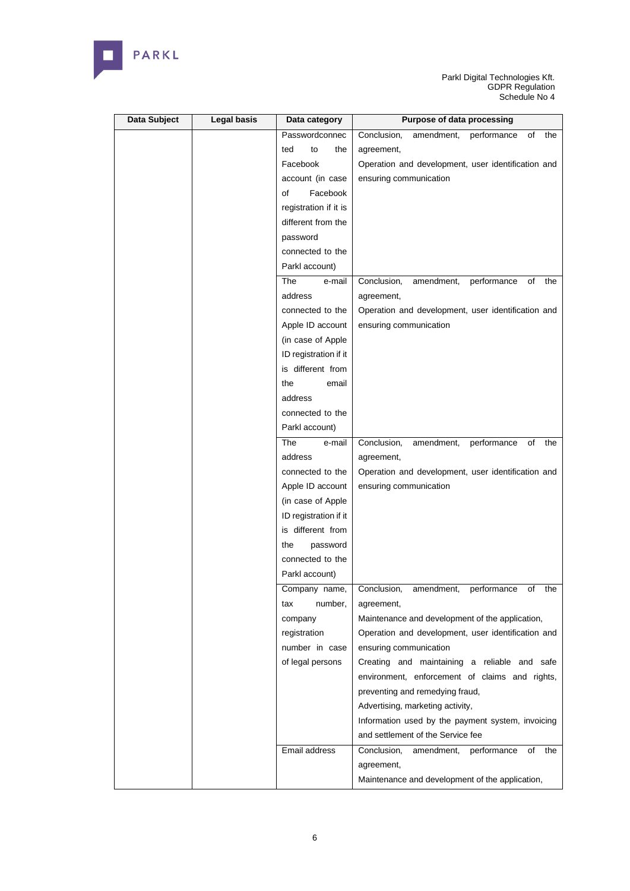| Data Subject | Legal basis | Data category | Purpose of data processing |
|---|---|---|---|
| | | Passwordconnected to the Facebook account (in case of Facebook registration if it is different from the password connected to the Parkl account) | Conclusion, amendment, performance of the agreement,<br>Operation and development, user identification and ensuring communication |
| | | The e-mail address connected to the Apple ID account (in case of Apple ID registration if it is different from the email address connected to the Parkl account) | Conclusion, amendment, performance of the agreement,<br>Operation and development, user identification and ensuring communication |
| | | The e-mail address connected to the Apple ID account (in case of Apple ID registration if it is different from the password connected to the Parkl account) | Conclusion, amendment, performance of the agreement,<br>Operation and development, user identification and ensuring communication |
| | | Company name, tax number, company registration number in case of legal persons | Conclusion, amendment, performance of the agreement,<br>Maintenance and development of the application,<br>Operation and development, user identification and ensuring communication<br>Creating and maintaining a reliable and safe environment, enforcement of claims and rights, preventing and remedying fraud,<br>Advertising, marketing activity,<br>Information used by the payment system, invoicing and settlement of the Service fee |
| | | Email address | Conclusion, amendment, performance of the agreement,<br>Maintenance and development of the application, |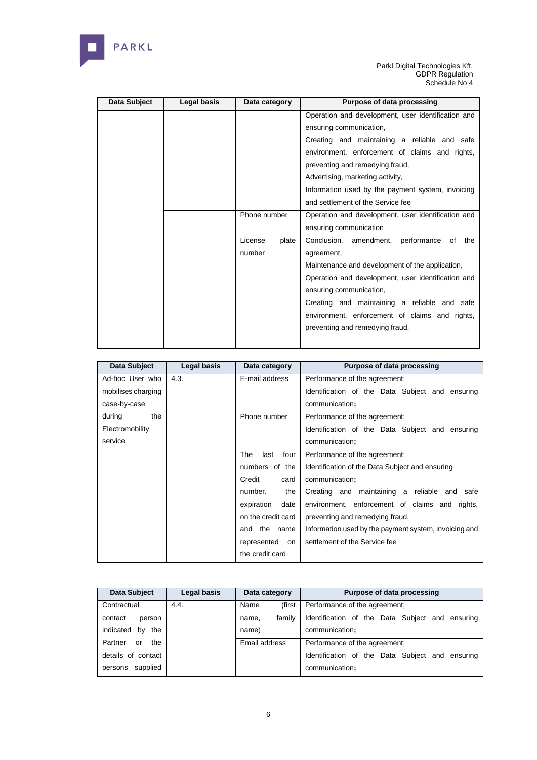| Data Subject | Legal basis | Data category | Purpose of data processing |
|---|---|---|---|
| | | | Operation and development, user identification and ensuring communication,<br>Creating and maintaining a reliable and safe environment, enforcement of claims and rights, preventing and remedying fraud,<br>Advertising, marketing activity,<br>Information used by the payment system, invoicing and settlement of the Service fee |
| | | Phone number | Operation and development, user identification and ensuring communication |
| | | License plate number | Conclusion, amendment, performance of the agreement,<br>Maintenance and development of the application,<br>Operation and development, user identification and ensuring communication,<br>Creating and maintaining a reliable and safe environment, enforcement of claims and rights, preventing and remedying fraud, |

| Data Subject | Legal basis | Data category | Purpose of data processing |
|---|---|---|---|
| Ad-hoc User who mobilises charging case-by-case during the Electromobility service | 4.3. | E-mail address | Performance of the agreement;<br>Identification of the Data Subject and ensuring communication; |
| | | Phone number | Performance of the agreement;<br>Identification of the Data Subject and ensuring communication; |
| | | The last four numbers of the Credit card number, the expiration date on the credit card and the name represented on the credit card | Performance of the agreement;<br>Identification of the Data Subject and ensuring communication;<br>Creating and maintaining a reliable and safe environment, enforcement of claims and rights, preventing and remedying fraud,<br>Information used by the payment system, invoicing and settlement of the Service fee |

| Data Subject | Legal basis | Data category | Purpose of data processing |
|---|---|---|---|
| Contractual contact person indicated by the Partner or the details of contact persons supplied | 4.4. | Name (first name, family name) | Performance of the agreement;<br>Identification of the Data Subject and ensuring communication; |
| | | Email address | Performance of the agreement;<br>Identification of the Data Subject and ensuring communication; |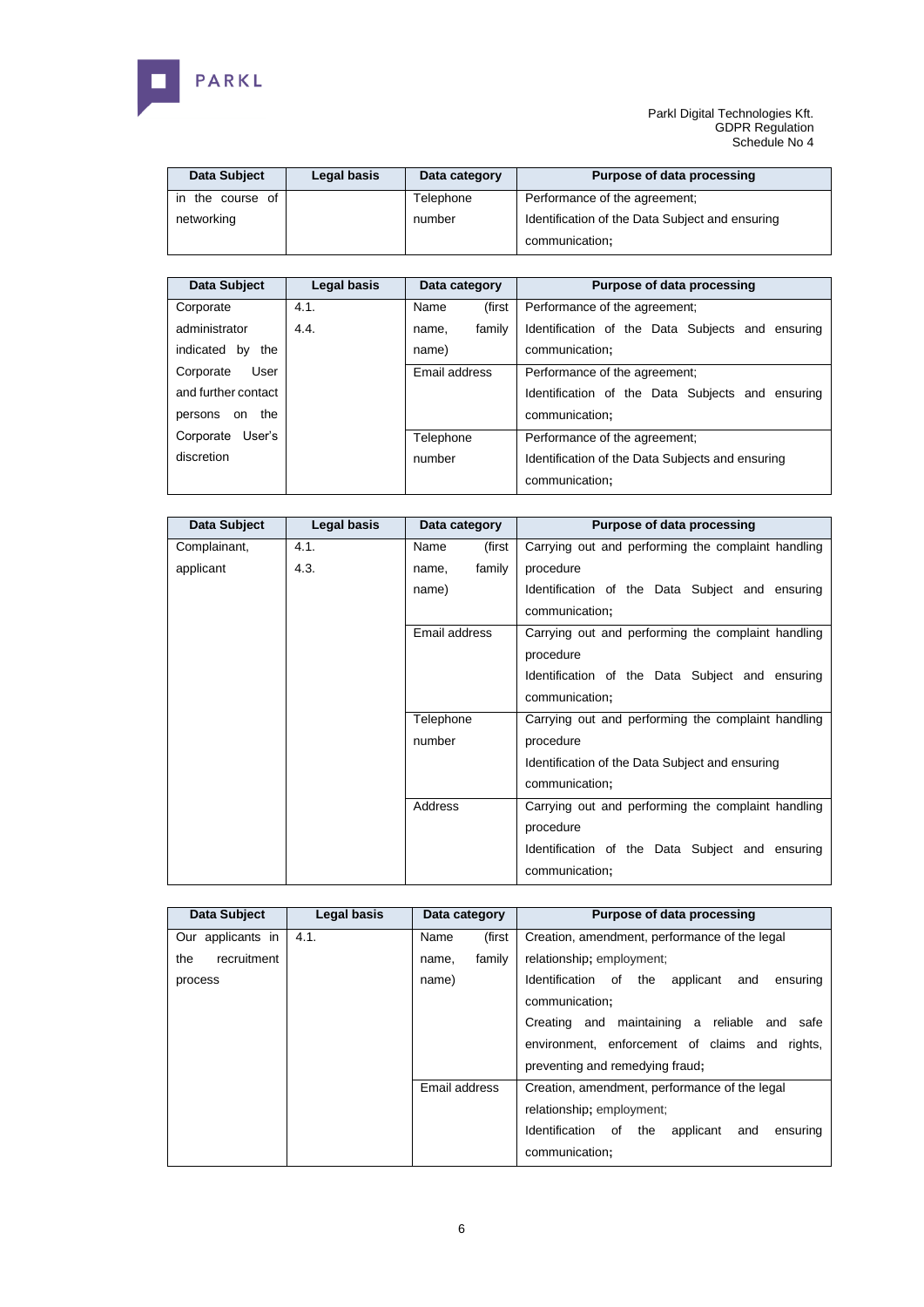| Data Subject | Legal basis | Data category | Purpose of data processing |
|---|---|---|---|
| in the course of networking | | Telephone number | Performance of the agreement; Identification of the Data Subject and ensuring communication; |

| Data Subject | Legal basis | Data category | Purpose of data processing |
|---|---|---|---|
| Corporate administrator indicated by the Corporate User and further contact persons on the Corporate User's discretion | 4.1. 4.4. | Name (first name, family name) | Performance of the agreement; Identification of the Data Subjects and ensuring communication; |
| | | Email address | Performance of the agreement; Identification of the Data Subjects and ensuring communication; |
| | | Telephone number | Performance of the agreement; Identification of the Data Subjects and ensuring communication; |

| Data Subject | Legal basis | Data category | Purpose of data processing |
|---|---|---|---|
| Complainant, applicant | 4.1. 4.3. | Name (first name, family name) | Carrying out and performing the complaint handling procedure Identification of the Data Subject and ensuring communication; |
| | | Email address | Carrying out and performing the complaint handling procedure Identification of the Data Subject and ensuring communication; |
| | | Telephone number | Carrying out and performing the complaint handling procedure Identification of the Data Subject and ensuring communication; |
| | | Address | Carrying out and performing the complaint handling procedure Identification of the Data Subject and ensuring communication; |

| Data Subject | Legal basis | Data category | Purpose of data processing |
|---|---|---|---|
| Our applicants in the recruitment process | 4.1. | Name (first name, family name) | Creation, amendment, performance of the legal relationship; employment; Identification of the applicant and ensuring communication; Creating and maintaining a reliable and safe environment, enforcement of claims and rights, preventing and remedying fraud; |
| | | Email address | Creation, amendment, performance of the legal relationship; employment; Identification of the applicant and ensuring communication; |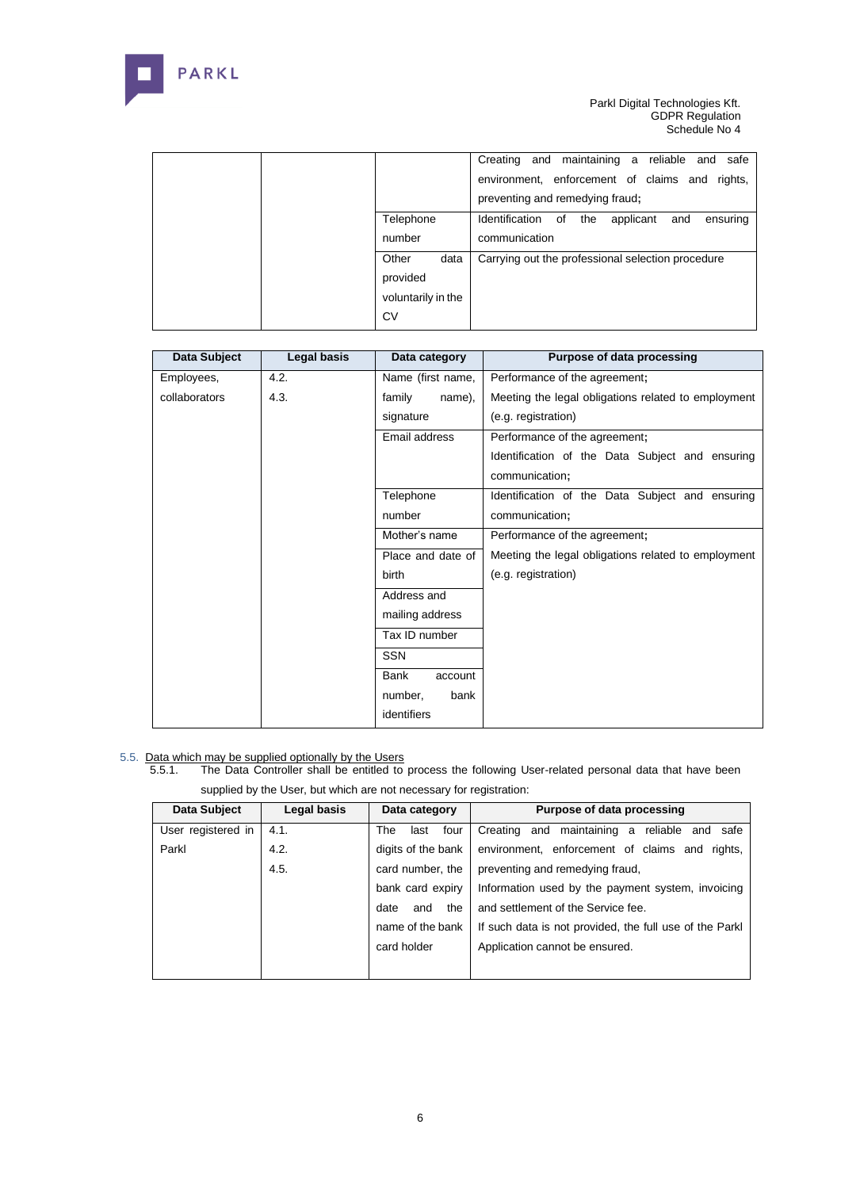|  |  |  | Creating and maintaining a reliable and safe environment, enforcement of claims and rights, preventing and remedying fraud; |
| --- | --- | --- | --- |
|  |  | Telephone number | Identification of the applicant and ensuring communication |
|  |  | Other data provided voluntarily in the CV | Carrying out the professional selection procedure |

| Data Subject | Legal basis | Data category | Purpose of data processing |
| --- | --- | --- | --- |
| Employees, collaborators | 4.2.<br>4.3. | Name (first name, family name), signature | Performance of the agreement;<br>Meeting the legal obligations related to employment (e.g. registration) |
|  |  | Email address | Performance of the agreement;<br>Identification of the Data Subject and ensuring communication; |
|  |  | Telephone number | Identification of the Data Subject and ensuring communication; |
|  |  | Mother's name | Performance of the agreement;<br>Meeting the legal obligations related to employment (e.g. registration) |
|  |  | Place and date of birth |  |
|  |  | Address and mailing address |  |
|  |  | Tax ID number |  |
|  |  | SSN |  |
|  |  | Bank account number, bank identifiers |  |

5.5. Data which may be supplied optionally by the Users

5.5.1. The Data Controller shall be entitled to process the following User-related personal data that have been supplied by the User, but which are not necessary for registration:

| Data Subject | Legal basis | Data category | Purpose of data processing |
| --- | --- | --- | --- |
| User registered in Parkl | 4.1.<br>4.2.<br>4.5. | The last four digits of the bank card number, the bank card expiry date and the name of the bank card holder | Creating and maintaining a reliable and safe environment, enforcement of claims and rights, preventing and remedying fraud,<br>Information used by the payment system, invoicing and settlement of the Service fee.<br>If such data is not provided, the full use of the Parkl Application cannot be ensured. |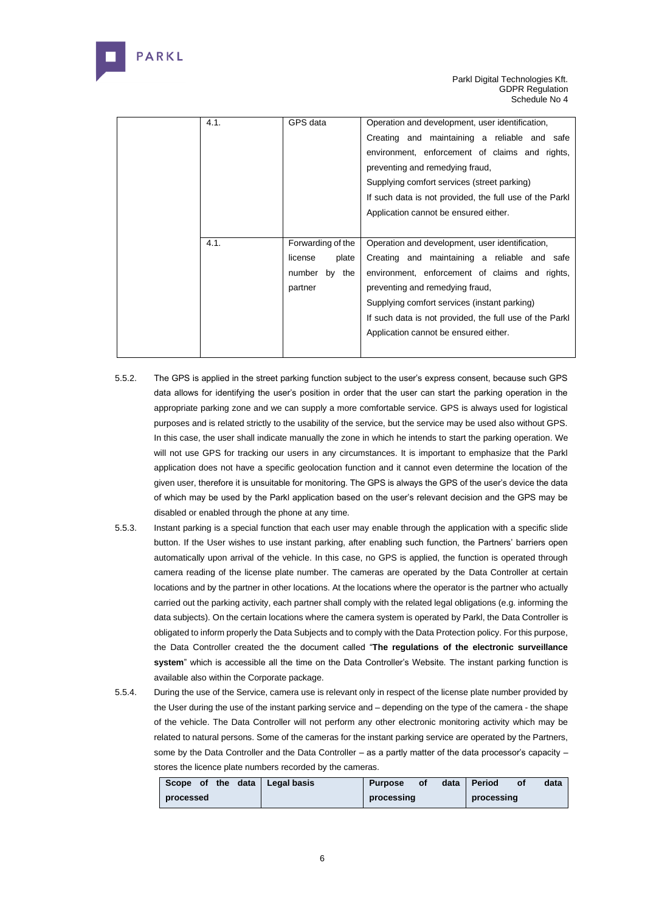|  | 4.1. | GPS data | Operation and development, user identification, Creating and maintaining a reliable and safe environment, enforcement of claims and rights, preventing and remedying fraud, Supplying comfort services (street parking) If such data is not provided, the full use of the Parkl Application cannot be ensured either. |
|---|---|---|---|
|  | 4.1. | Forwarding of the license plate number by the partner | Operation and development, user identification, Creating and maintaining a reliable and safe environment, enforcement of claims and rights, preventing and remedying fraud, Supplying comfort services (instant parking) If such data is not provided, the full use of the Parkl Application cannot be ensured either. |

5.5.2. The GPS is applied in the street parking function subject to the user's express consent, because such GPS data allows for identifying the user's position in order that the user can start the parking operation in the appropriate parking zone and we can supply a more comfortable service. GPS is always used for logistical purposes and is related strictly to the usability of the service, but the service may be used also without GPS. In this case, the user shall indicate manually the zone in which he intends to start the parking operation. We will not use GPS for tracking our users in any circumstances. It is important to emphasize that the Parkl application does not have a specific geolocation function and it cannot even determine the location of the given user, therefore it is unsuitable for monitoring. The GPS is always the GPS of the user's device the data of which may be used by the Parkl application based on the user's relevant decision and the GPS may be disabled or enabled through the phone at any time.

5.5.3. Instant parking is a special function that each user may enable through the application with a specific slide button. If the User wishes to use instant parking, after enabling such function, the Partners' barriers open automatically upon arrival of the vehicle. In this case, no GPS is applied, the function is operated through camera reading of the license plate number. The cameras are operated by the Data Controller at certain locations and by the partner in other locations. At the locations where the operator is the partner who actually carried out the parking activity, each partner shall comply with the related legal obligations (e.g. informing the data subjects). On the certain locations where the camera system is operated by Parkl, the Data Controller is obligated to inform properly the Data Subjects and to comply with the Data Protection policy. For this purpose, the Data Controller created the the document called "**The regulations of the electronic surveillance system**" which is accessible all the time on the Data Controller's Website. The instant parking function is available also within the Corporate package.

5.5.4. During the use of the Service, camera use is relevant only in respect of the license plate number provided by the User during the use of the instant parking service and – depending on the type of the camera - the shape of the vehicle. The Data Controller will not perform any other electronic monitoring activity which may be related to natural persons. Some of the cameras for the instant parking service are operated by the Partners, some by the Data Controller and the Data Controller – as a partly matter of the data processor's capacity – stores the licence plate numbers recorded by the cameras.

| **Scope of the data processed** | **Legal basis** | **Purpose of data processing** | **Period of data processing** |
|---|---|---|---|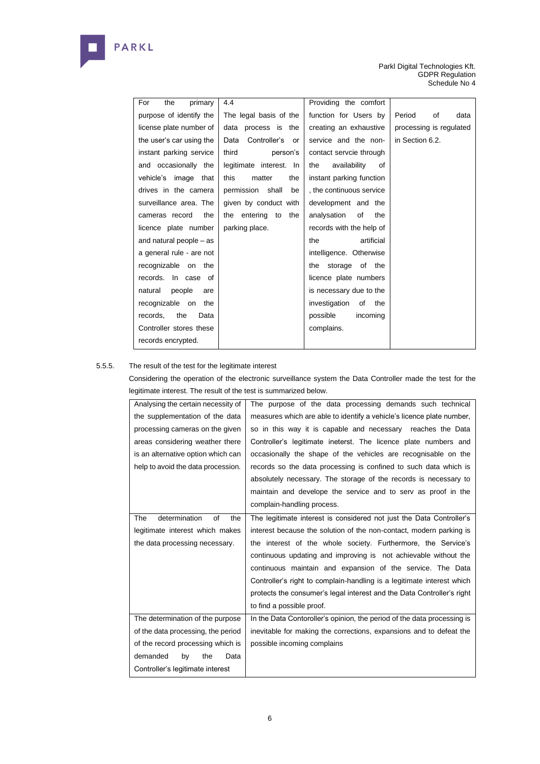| For the primary purpose of identify the license plate number of the user's car using the instant parking service and occasionally the vehicle's image that drives in the camera surveillance area. The cameras record the licence plate number and natural people – as a general rule - are not recognizable on the records. In case of natural people are recognizable on the records, the Data Controller stores these records encrypted. | 4.4 The legal basis of the data process is the Data Controller's or third person's legitimate interest. In this matter the permission shall be given by conduct with the entering to the parking place. | Providing the comfort function for Users by creating an exhaustive service and the non-contact servcie through the availability of instant parking function , the continuous service development and the analysation of the records with the help of the artificial intelligence. Otherwise the storage of the licence plate numbers is necessary due to the investigation of the possible incoming complains. | Period of data processing is regulated in Section 6.2. |
|---|---|---|---|

5.5.5. The result of the test for the legitimate interest

Considering the operation of the electronic surveillance system the Data Controller made the test for the legitimate interest. The result of the test is summarized below.

| Analysing the certain necessity of the supplementation of the data processing cameras on the given areas considering weather there is an alternative option which can help to avoid the data procession. | The purpose of the data processing demands such technical measures which are able to identify a vehicle's licence plate number, so in this way it is capable and necessary reaches the Data Controller's legitimate ineterst. The licence plate numbers and occasionally the shape of the vehicles are recognisable on the records so the data processing is confined to such data which is absolutely necessary. The storage of the records is necessary to maintain and develope the service and to serv as proof in the complain-handling process. |
|---|---|
| The determination of the legitimate interest which makes the data processing necessary. | The legitimate interest is considered not just the Data Controller's interest because the solution of the non-contact, modern parking is the interest of the whole society. Furthermore, the Service's continuous updating and improving is not achievable without the continuous maintain and expansion of the service. The Data Controller's right to complain-handling is a legitimate interest which protects the consumer's legal interest and the Data Controller's right to find a possible proof. |
| The determination of the purpose of the data processing, the period of the record processing which is demanded by the Data Controller's legitimate interest | In the Data Contoroller's opinion, the period of the data processing is inevitable for making the corrections, expansions and to defeat the possible incoming complains |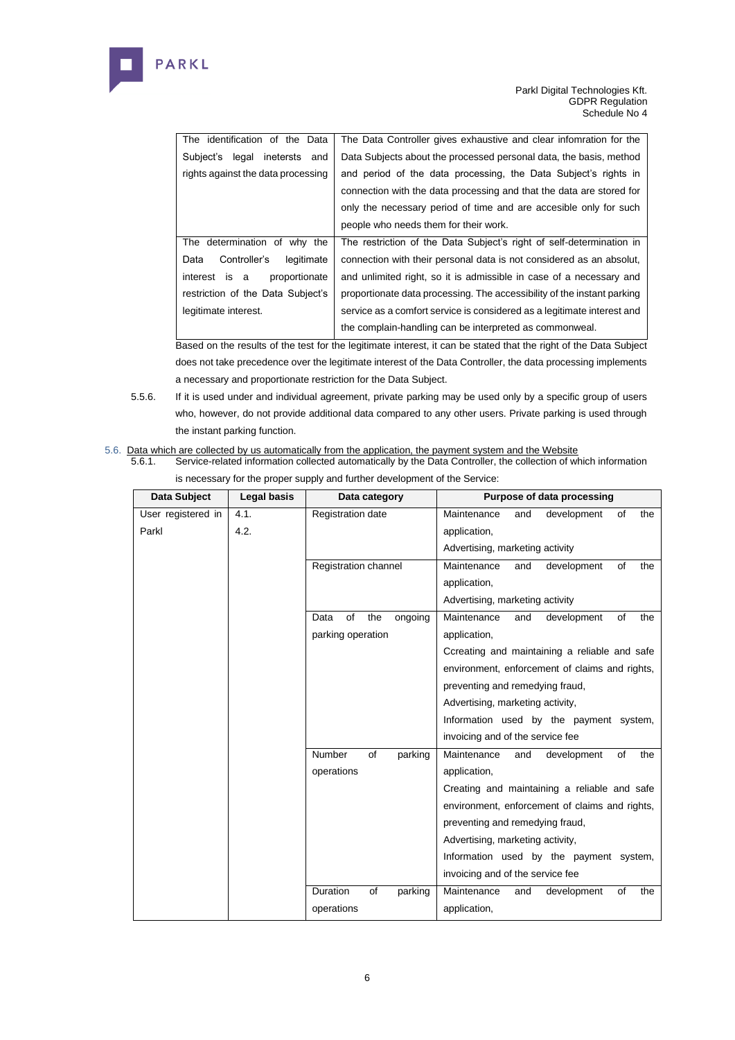| The identification of the Data Subject's legal inetersts and rights against the data processing | The Data Controller gives exhaustive and clear infomration for the Data Subjects about the processed personal data, the basis, method and period of the data processing, the Data Subject's rights in connection with the data processing and that the data are stored for only the necessary period of time and are accesible only for such people who needs them for their work. |
|---|---|
| The determination of why the Data Controller's legitimate interest is a proportionate restriction of the Data Subject's legitimate interest. | The restriction of the Data Subject's right of self-determination in connection with their personal data is not considered as an absolut, and unlimited right, so it is admissible in case of a necessary and proportionate data processing. The accessibility of the instant parking service as a comfort service is considered as a legitimate interest and the complain-handling can be interpreted as commonweal. |

Based on the results of the test for the legitimate interest, it can be stated that the right of the Data Subject does not take precedence over the legitimate interest of the Data Controller, the data processing implements a necessary and proportionate restriction for the Data Subject.

5.5.6. If it is used under and individual agreement, private parking may be used only by a specific group of users who, however, do not provide additional data compared to any other users. Private parking is used through the instant parking function.

5.6. Data which are collected by us automatically from the application, the payment system and the Website

5.6.1. Service-related information collected automatically by the Data Controller, the collection of which information is necessary for the proper supply and further development of the Service:

| Data Subject | Legal basis | Data category | Purpose of data processing |
|---|---|---|---|
| User registered in Parkl | 4.1.<br>4.2. | Registration date | Maintenance and development of the application,<br>Advertising, marketing activity |
| | | Registration channel | Maintenance and development of the application,<br>Advertising, marketing activity |
| | | Data of the ongoing parking operation | Maintenance and development of the application,<br>Ccreating and maintaining a reliable and safe environment, enforcement of claims and rights,<br>preventing and remedying fraud,<br>Advertising, marketing activity,<br>Information used by the payment system, invoicing and of the service fee |
| | | Number of parking operations | Maintenance and development of the application,<br>Creating and maintaining a reliable and safe environment, enforcement of claims and rights,<br>preventing and remedying fraud,<br>Advertising, marketing activity,<br>Information used by the payment system, invoicing and of the service fee |
| | | Duration of parking operations | Maintenance and development of the application, |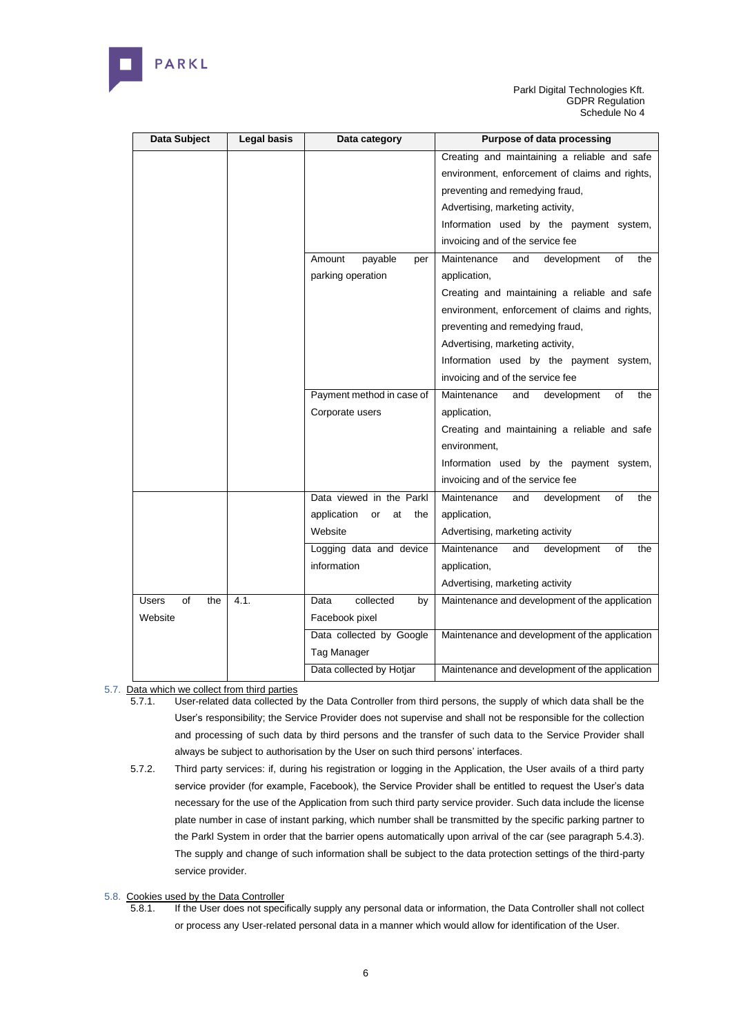| Data Subject | Legal basis | Data category | Purpose of data processing |
|---|---|---|---|
| | | | Creating and maintaining a reliable and safe environment, enforcement of claims and rights, preventing and remedying fraud, Advertising, marketing activity, Information used by the payment system, invoicing and of the service fee |
| | | Amount payable per parking operation | Maintenance and development of the application, Creating and maintaining a reliable and safe environment, enforcement of claims and rights, preventing and remedying fraud, Advertising, marketing activity, Information used by the payment system, invoicing and of the service fee |
| | | Payment method in case of Corporate users | Maintenance and development of the application, Creating and maintaining a reliable and safe environment, Information used by the payment system, invoicing and of the service fee |
| | | Data viewed in the Parkl application or at the Website | Maintenance and development of the application, Advertising, marketing activity |
| | | Logging data and device information | Maintenance and development of the application, Advertising, marketing activity |
| Users of the Website | 4.1. | Data collected by Facebook pixel | Maintenance and development of the application |
| | | Data collected by Google Tag Manager | Maintenance and development of the application |
| | | Data collected by Hotjar | Maintenance and development of the application |

5.7. Data which we collect from third parties

5.7.1. User-related data collected by the Data Controller from third persons, the supply of which data shall be the User's responsibility; the Service Provider does not supervise and shall not be responsible for the collection and processing of such data by third persons and the transfer of such data to the Service Provider shall always be subject to authorisation by the User on such third persons' interfaces.

5.7.2. Third party services: if, during his registration or logging in the Application, the User avails of a third party service provider (for example, Facebook), the Service Provider shall be entitled to request the User's data necessary for the use of the Application from such third party service provider. Such data include the license plate number in case of instant parking, which number shall be transmitted by the specific parking partner to the Parkl System in order that the barrier opens automatically upon arrival of the car (see paragraph 5.4.3). The supply and change of such information shall be subject to the data protection settings of the third-party service provider.

5.8. Cookies used by the Data Controller

5.8.1. If the User does not specifically supply any personal data or information, the Data Controller shall not collect or process any User-related personal data in a manner which would allow for identification of the User.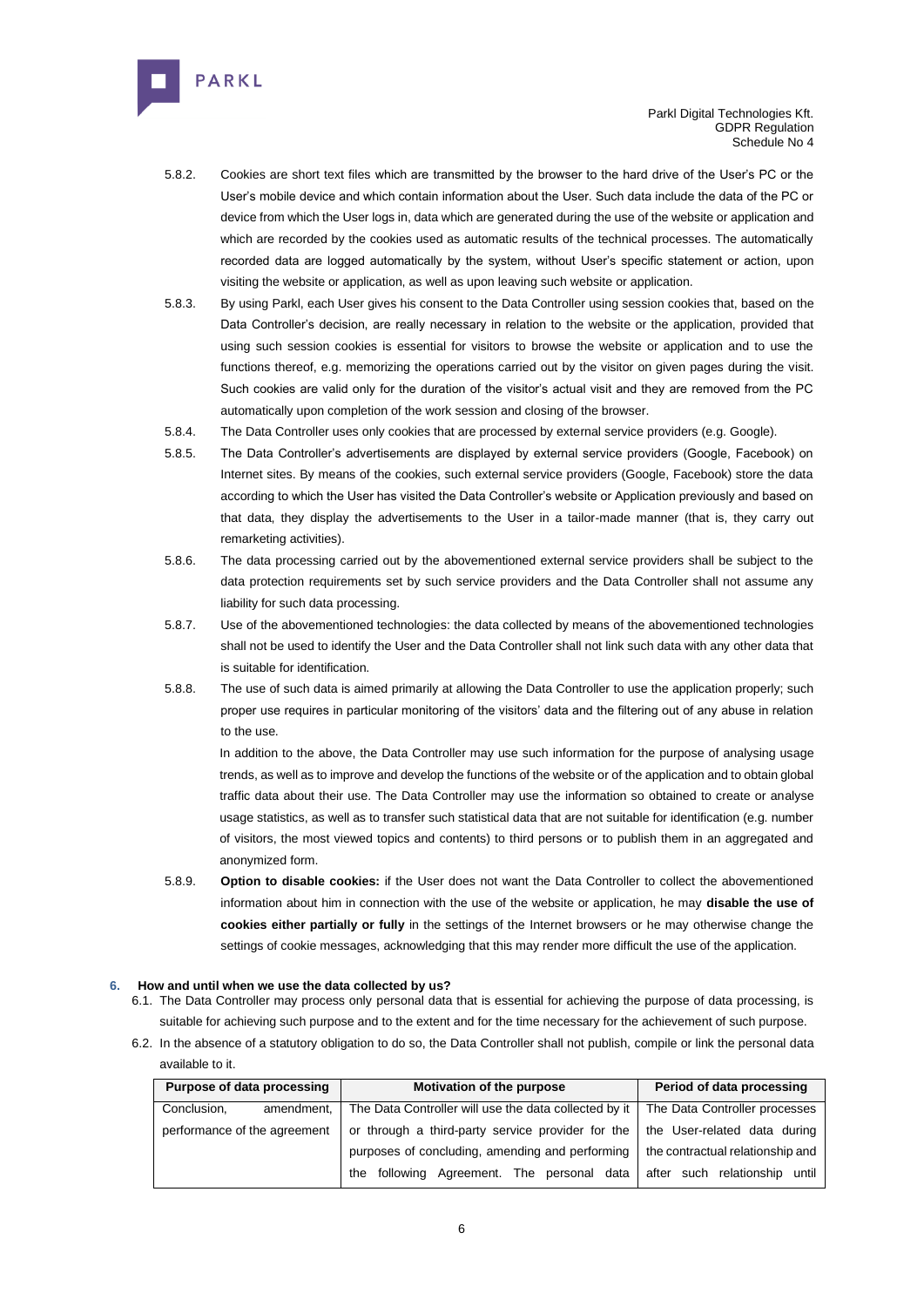5.8.2. Cookies are short text files which are transmitted by the browser to the hard drive of the User's PC or the User's mobile device and which contain information about the User. Such data include the data of the PC or device from which the User logs in, data which are generated during the use of the website or application and which are recorded by the cookies used as automatic results of the technical processes. The automatically recorded data are logged automatically by the system, without User's specific statement or action, upon visiting the website or application, as well as upon leaving such website or application.

5.8.3. By using Parkl, each User gives his consent to the Data Controller using session cookies that, based on the Data Controller's decision, are really necessary in relation to the website or the application, provided that using such session cookies is essential for visitors to browse the website or application and to use the functions thereof, e.g. memorizing the operations carried out by the visitor on given pages during the visit. Such cookies are valid only for the duration of the visitor's actual visit and they are removed from the PC automatically upon completion of the work session and closing of the browser.

5.8.4. The Data Controller uses only cookies that are processed by external service providers (e.g. Google).

5.8.5. The Data Controller's advertisements are displayed by external service providers (Google, Facebook) on Internet sites. By means of the cookies, such external service providers (Google, Facebook) store the data according to which the User has visited the Data Controller's website or Application previously and based on that data, they display the advertisements to the User in a tailor-made manner (that is, they carry out remarketing activities).

5.8.6. The data processing carried out by the abovementioned external service providers shall be subject to the data protection requirements set by such service providers and the Data Controller shall not assume any liability for such data processing.

5.8.7. Use of the abovementioned technologies: the data collected by means of the abovementioned technologies shall not be used to identify the User and the Data Controller shall not link such data with any other data that is suitable for identification.

5.8.8. The use of such data is aimed primarily at allowing the Data Controller to use the application properly; such proper use requires in particular monitoring of the visitors' data and the filtering out of any abuse in relation to the use.

In addition to the above, the Data Controller may use such information for the purpose of analysing usage trends, as well as to improve and develop the functions of the website or of the application and to obtain global traffic data about their use. The Data Controller may use the information so obtained to create or analyse usage statistics, as well as to transfer such statistical data that are not suitable for identification (e.g. number of visitors, the most viewed topics and contents) to third persons or to publish them in an aggregated and anonymized form.

5.8.9. **Option to disable cookies:** if the User does not want the Data Controller to collect the abovementioned information about him in connection with the use of the website or application, he may **disable the use of cookies either partially or fully** in the settings of the Internet browsers or he may otherwise change the settings of cookie messages, acknowledging that this may render more difficult the use of the application.

## 6. How and until when we use the data collected by us?

6.1. The Data Controller may process only personal data that is essential for achieving the purpose of data processing, is suitable for achieving such purpose and to the extent and for the time necessary for the achievement of such purpose.

6.2. In the absence of a statutory obligation to do so, the Data Controller shall not publish, compile or link the personal data available to it.

| Purpose of data processing | Motivation of the purpose | Period of data processing |
|---|---|---|
| Conclusion, amendment, performance of the agreement | The Data Controller will use the data collected by it or through a third-party service provider for the purposes of concluding, amending and performing the following Agreement. The personal data | The Data Controller processes the User-related data during the contractual relationship and after such relationship until |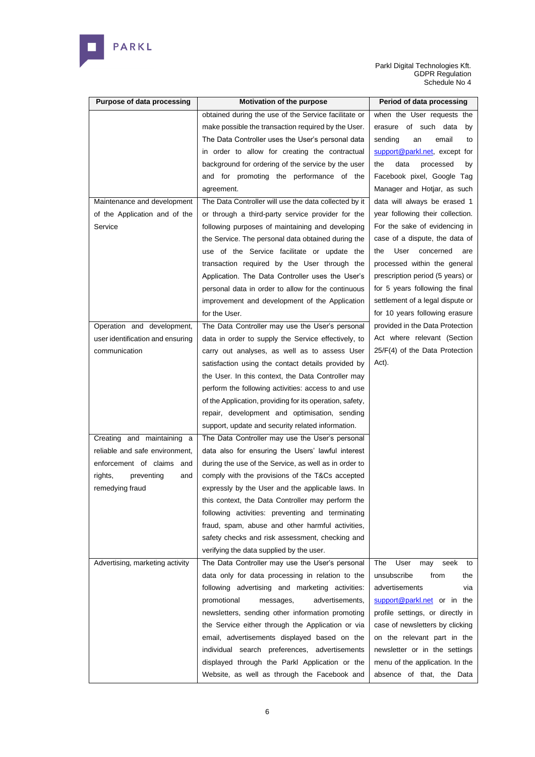| Purpose of data processing | Motivation of the purpose | Period of data processing |
|---|---|---|
| | obtained during the use of the Service facilitate or make possible the transaction required by the User. The Data Controller uses the User's personal data in order to allow for creating the contractual background for ordering of the service by the user and for promoting the performance of the agreement. | when the User requests the erasure of such data by sending an email to support@parkl.net, except for the data processed by Facebook pixel, Google Tag Manager and Hotjar, as such data will always be erased 1 year following their collection. For the sake of evidencing in case of a dispute, the data of the User concerned are processed within the general prescription period (5 years) or for 5 years following the final settlement of a legal dispute or for 10 years following erasure provided in the Data Protection Act where relevant (Section 25/F(4) of the Data Protection Act). |
| Maintenance and development of the Application and of the Service | The Data Controller will use the data collected by it or through a third-party service provider for the following purposes of maintaining and developing the Service. The personal data obtained during the use of the Service facilitate or update the transaction required by the User through the Application. The Data Controller uses the User's personal data in order to allow for the continuous improvement and development of the Application for the User. | |
| Operation and development, user identification and ensuring communication | The Data Controller may use the User's personal data in order to supply the Service effectively, to carry out analyses, as well as to assess User satisfaction using the contact details provided by the User. In this context, the Data Controller may perform the following activities: access to and use of the Application, providing for its operation, safety, repair, development and optimisation, sending support, update and security related information. | |
| Creating and maintaining a reliable and safe environment, enforcement of claims and rights, preventing and remedying fraud | The Data Controller may use the User's personal data also for ensuring the Users' lawful interest during the use of the Service, as well as in order to comply with the provisions of the T&Cs accepted expressly by the User and the applicable laws. In this context, the Data Controller may perform the following activities: preventing and terminating fraud, spam, abuse and other harmful activities, safety checks and risk assessment, checking and verifying the data supplied by the user. | |
| Advertising, marketing activity | The Data Controller may use the User's personal data only for data processing in relation to the following advertising and marketing activities: promotional messages, advertisements, newsletters, sending other information promoting the Service either through the Application or via email, advertisements displayed based on the individual search preferences, advertisements displayed through the Parkl Application or the Website, as well as through the Facebook and | The User may seek to unsubscribe from the advertisements via support@parkl.net or in the profile settings, or directly in case of newsletters by clicking on the relevant part in the newsletter or in the settings menu of the application. In the absence of that, the Data |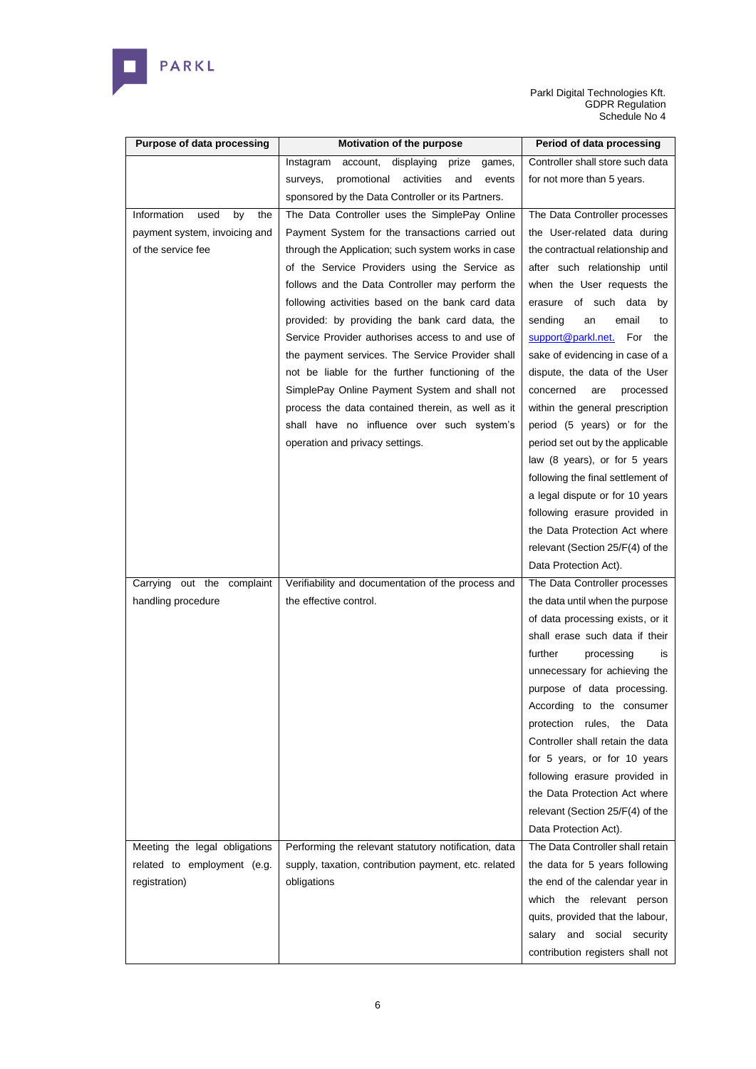| Purpose of data processing | Motivation of the purpose | Period of data processing |
|---|---|---|
| | Instagram account, displaying prize games, surveys, promotional activities and events sponsored by the Data Controller or its Partners. | Controller shall store such data for not more than 5 years. |
| Information used by the payment system, invoicing and of the service fee | The Data Controller uses the SimplePay Online Payment System for the transactions carried out through the Application; such system works in case of the Service Providers using the Service as follows and the Data Controller may perform the following activities based on the bank card data provided: by providing the bank card data, the Service Provider authorises access to and use of the payment services. The Service Provider shall not be liable for the further functioning of the SimplePay Online Payment System and shall not process the data contained therein, as well as it shall have no influence over such system's operation and privacy settings. | The Data Controller processes the User-related data during the contractual relationship and after such relationship until when the User requests the erasure of such data by sending an email to support@parkl.net. For the sake of evidencing in case of a dispute, the data of the User concerned are processed within the general prescription period (5 years) or for the period set out by the applicable law (8 years), or for 5 years following the final settlement of a legal dispute or for 10 years following erasure provided in the Data Protection Act where relevant (Section 25/F(4) of the Data Protection Act). |
| Carrying out the complaint handling procedure | Verifiability and documentation of the process and the effective control. | The Data Controller processes the data until when the purpose of data processing exists, or it shall erase such data if their further processing is unnecessary for achieving the purpose of data processing. According to the consumer protection rules, the Data Controller shall retain the data for 5 years, or for 10 years following erasure provided in the Data Protection Act where relevant (Section 25/F(4) of the Data Protection Act). |
| Meeting the legal obligations related to employment (e.g. registration) | Performing the relevant statutory notification, data supply, taxation, contribution payment, etc. related obligations | The Data Controller shall retain the data for 5 years following the end of the calendar year in which the relevant person quits, provided that the labour, salary and social security contribution registers shall not |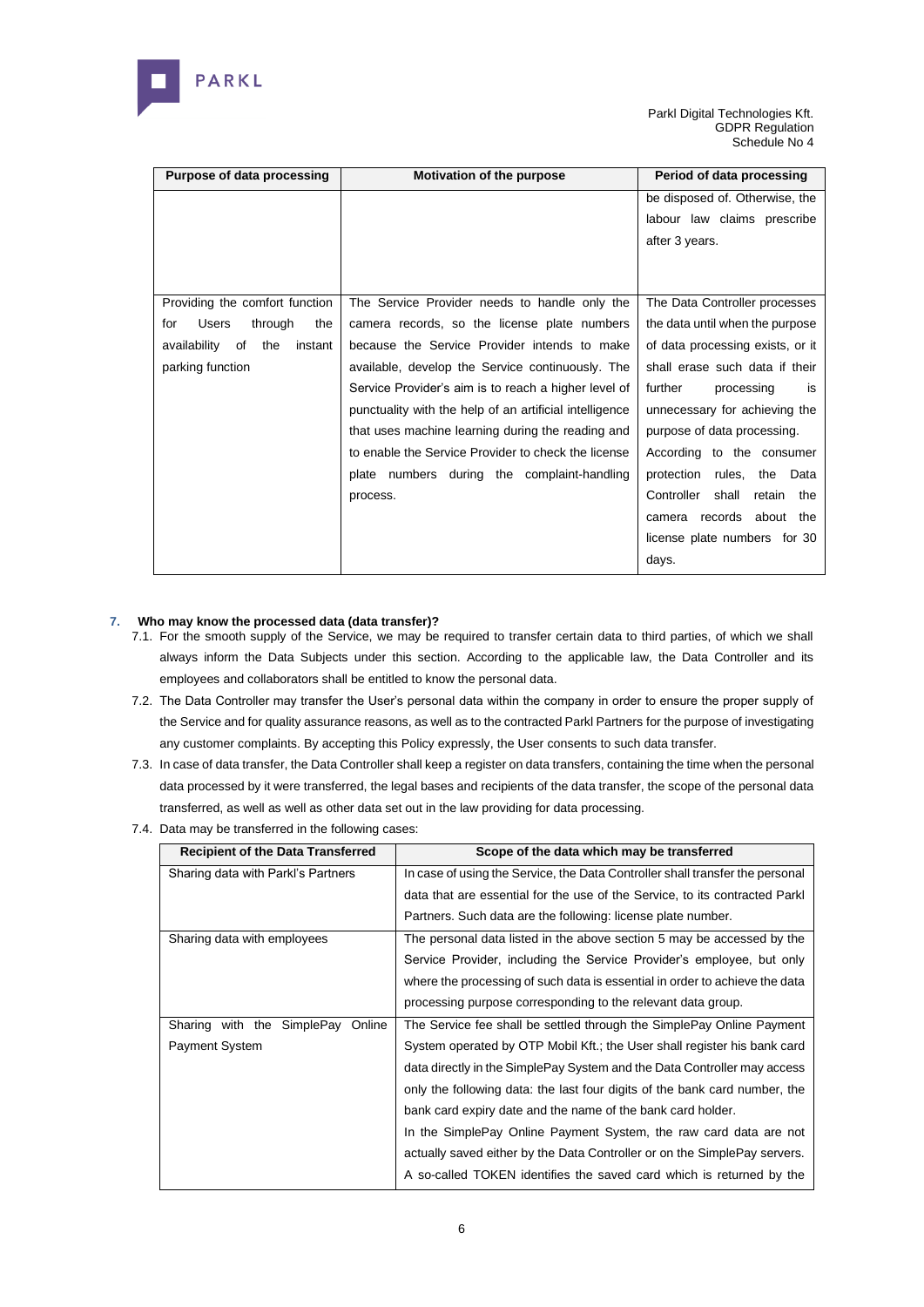| Purpose of data processing | Motivation of the purpose | Period of data processing |
|---|---|---|
| | | be disposed of. Otherwise, the labour law claims prescribe after 3 years. |
| Providing the comfort function for Users through the availability of the instant parking function | The Service Provider needs to handle only the camera records, so the license plate numbers because the Service Provider intends to make available, develop the Service continuously. The Service Provider's aim is to reach a higher level of punctuality with the help of an artificial intelligence that uses machine learning during the reading and to enable the Service Provider to check the license plate numbers during the complaint-handling process. | The Data Controller processes the data until when the purpose of data processing exists, or it shall erase such data if their further processing is unnecessary for achieving the purpose of data processing. According to the consumer protection rules, the Data Controller shall retain the camera records about the license plate numbers for 30 days. |

## 7. Who may know the processed data (data transfer)?

7.1. For the smooth supply of the Service, we may be required to transfer certain data to third parties, of which we shall always inform the Data Subjects under this section. According to the applicable law, the Data Controller and its employees and collaborators shall be entitled to know the personal data.

7.2. The Data Controller may transfer the User's personal data within the company in order to ensure the proper supply of the Service and for quality assurance reasons, as well as to the contracted Parkl Partners for the purpose of investigating any customer complaints. By accepting this Policy expressly, the User consents to such data transfer.

7.3. In case of data transfer, the Data Controller shall keep a register on data transfers, containing the time when the personal data processed by it were transferred, the legal bases and recipients of the data transfer, the scope of the personal data transferred, as well as well as other data set out in the law providing for data processing.

7.4. Data may be transferred in the following cases:

| Recipient of the Data Transferred | Scope of the data which may be transferred |
|---|---|
| Sharing data with Parkl's Partners | In case of using the Service, the Data Controller shall transfer the personal data that are essential for the use of the Service, to its contracted Parkl Partners. Such data are the following: license plate number. |
| Sharing data with employees | The personal data listed in the above section 5 may be accessed by the Service Provider, including the Service Provider's employee, but only where the processing of such data is essential in order to achieve the data processing purpose corresponding to the relevant data group. |
| Sharing with the SimplePay Online Payment System | The Service fee shall be settled through the SimplePay Online Payment System operated by OTP Mobil Kft.; the User shall register his bank card data directly in the SimplePay System and the Data Controller may access only the following data: the last four digits of the bank card number, the bank card expiry date and the name of the bank card holder. In the SimplePay Online Payment System, the raw card data are not actually saved either by the Data Controller or on the SimplePay servers. A so-called TOKEN identifies the saved card which is returned by the |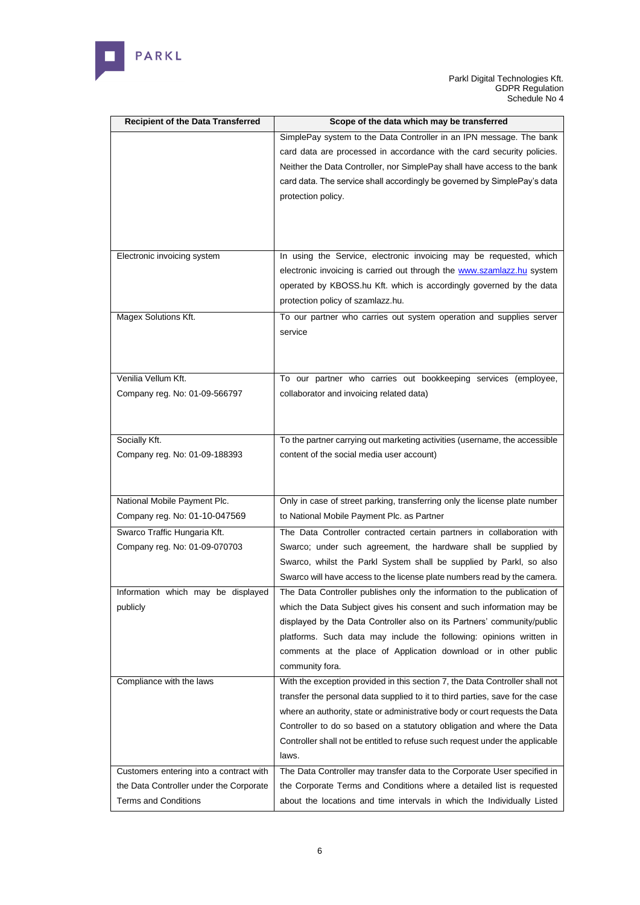| Recipient of the Data Transferred | Scope of the data which may be transferred |
|---|---|
| | SimplePay system to the Data Controller in an IPN message. The bank card data are processed in accordance with the card security policies. Neither the Data Controller, nor SimplePay shall have access to the bank card data. The service shall accordingly be governed by SimplePay's data protection policy. |
| Electronic invoicing system | In using the Service, electronic invoicing may be requested, which electronic invoicing is carried out through the www.szamlazz.hu system operated by KBOSS.hu Kft. which is accordingly governed by the data protection policy of szamlazz.hu. |
| Magex Solutions Kft. | To our partner who carries out system operation and supplies server service |
| Venilia Vellum Kft.<br>Company reg. No: 01-09-566797 | To our partner who carries out bookkeeping services (employee, collaborator and invoicing related data) |
| Socially Kft.<br>Company reg. No: 01-09-188393 | To the partner carrying out marketing activities (username, the accessible content of the social media user account) |
| National Mobile Payment Plc.<br>Company reg. No: 01-10-047569 | Only in case of street parking, transferring only the license plate number to National Mobile Payment Plc. as Partner |
| Swarco Traffic Hungaria Kft.<br>Company reg. No: 01-09-070703 | The Data Controller contracted certain partners in collaboration with Swarco; under such agreement, the hardware shall be supplied by Swarco, whilst the Parkl System shall be supplied by Parkl, so also Swarco will have access to the license plate numbers read by the camera. |
| Information which may be displayed publicly | The Data Controller publishes only the information to the publication of which the Data Subject gives his consent and such information may be displayed by the Data Controller also on its Partners' community/public platforms. Such data may include the following: opinions written in comments at the place of Application download or in other public community fora. |
| Compliance with the laws | With the exception provided in this section 7, the Data Controller shall not transfer the personal data supplied to it to third parties, save for the case where an authority, state or administrative body or court requests the Data Controller to do so based on a statutory obligation and where the Data Controller shall not be entitled to refuse such request under the applicable laws. |
| Customers entering into a contract with the Data Controller under the Corporate Terms and Conditions | The Data Controller may transfer data to the Corporate User specified in the Corporate Terms and Conditions where a detailed list is requested about the locations and time intervals in which the Individually Listed |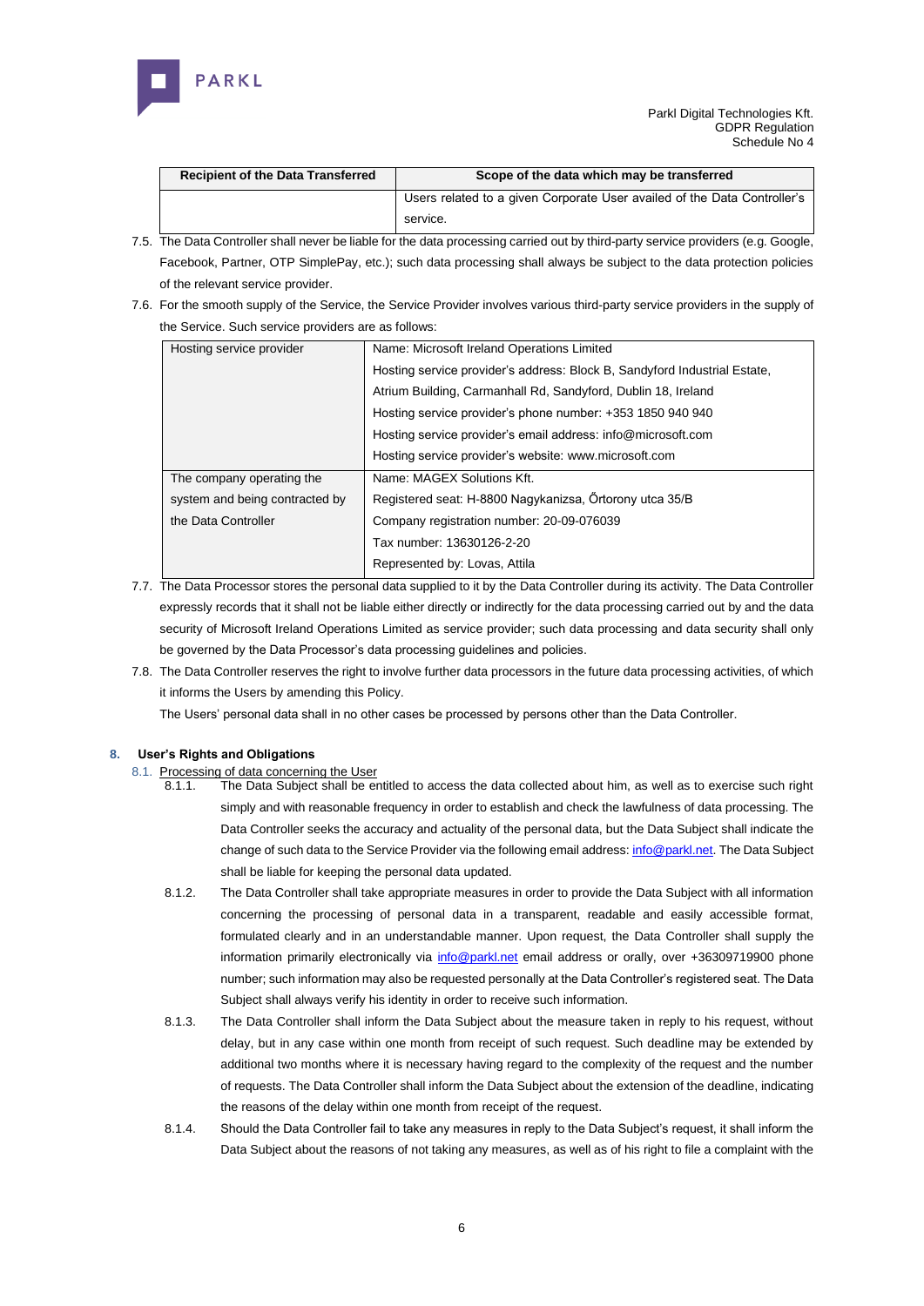| Recipient of the Data Transferred | Scope of the data which may be transferred |
|---|---|
| | Users related to a given Corporate User availed of the Data Controller's service. |

7.5. The Data Controller shall never be liable for the data processing carried out by third-party service providers (e.g. Google, Facebook, Partner, OTP SimplePay, etc.); such data processing shall always be subject to the data protection policies of the relevant service provider.

7.6. For the smooth supply of the Service, the Service Provider involves various third-party service providers in the supply of the Service. Such service providers are as follows:

| | |
|---|---|
| Hosting service provider | Name: Microsoft Ireland Operations Limited<br>Hosting service provider's address: Block B, Sandyford Industrial Estate, Atrium Building, Carmanhall Rd, Sandyford, Dublin 18, Ireland<br>Hosting service provider's phone number: +353 1850 940 940<br>Hosting service provider's email address: info@microsoft.com<br>Hosting service provider's website: www.microsoft.com |
| The company operating the system and being contracted by the Data Controller | Name: MAGEX Solutions Kft.<br>Registered seat: H-8800 Nagykanizsa, Őrtorony utca 35/B<br>Company registration number: 20-09-076039<br>Tax number: 13630126-2-20<br>Represented by: Lovas, Attila |

7.7. The Data Processor stores the personal data supplied to it by the Data Controller during its activity. The Data Controller expressly records that it shall not be liable either directly or indirectly for the data processing carried out by and the data security of Microsoft Ireland Operations Limited as service provider; such data processing and data security shall only be governed by the Data Processor's data processing guidelines and policies.

7.8. The Data Controller reserves the right to involve further data processors in the future data processing activities, of which it informs the Users by amending this Policy.

The Users' personal data shall in no other cases be processed by persons other than the Data Controller.

## 8. User's Rights and Obligations

8.1. Processing of data concerning the User

8.1.1. The Data Subject shall be entitled to access the data collected about him, as well as to exercise such right simply and with reasonable frequency in order to establish and check the lawfulness of data processing. The Data Controller seeks the accuracy and actuality of the personal data, but the Data Subject shall indicate the change of such data to the Service Provider via the following email address: info@parkl.net. The Data Subject shall be liable for keeping the personal data updated.

8.1.2. The Data Controller shall take appropriate measures in order to provide the Data Subject with all information concerning the processing of personal data in a transparent, readable and easily accessible format, formulated clearly and in an understandable manner. Upon request, the Data Controller shall supply the information primarily electronically via info@parkl.net email address or orally, over +36309719900 phone number; such information may also be requested personally at the Data Controller's registered seat. The Data Subject shall always verify his identity in order to receive such information.

8.1.3. The Data Controller shall inform the Data Subject about the measure taken in reply to his request, without delay, but in any case within one month from receipt of such request. Such deadline may be extended by additional two months where it is necessary having regard to the complexity of the request and the number of requests. The Data Controller shall inform the Data Subject about the extension of the deadline, indicating the reasons of the delay within one month from receipt of the request.

8.1.4. Should the Data Controller fail to take any measures in reply to the Data Subject's request, it shall inform the Data Subject about the reasons of not taking any measures, as well as of his right to file a complaint with the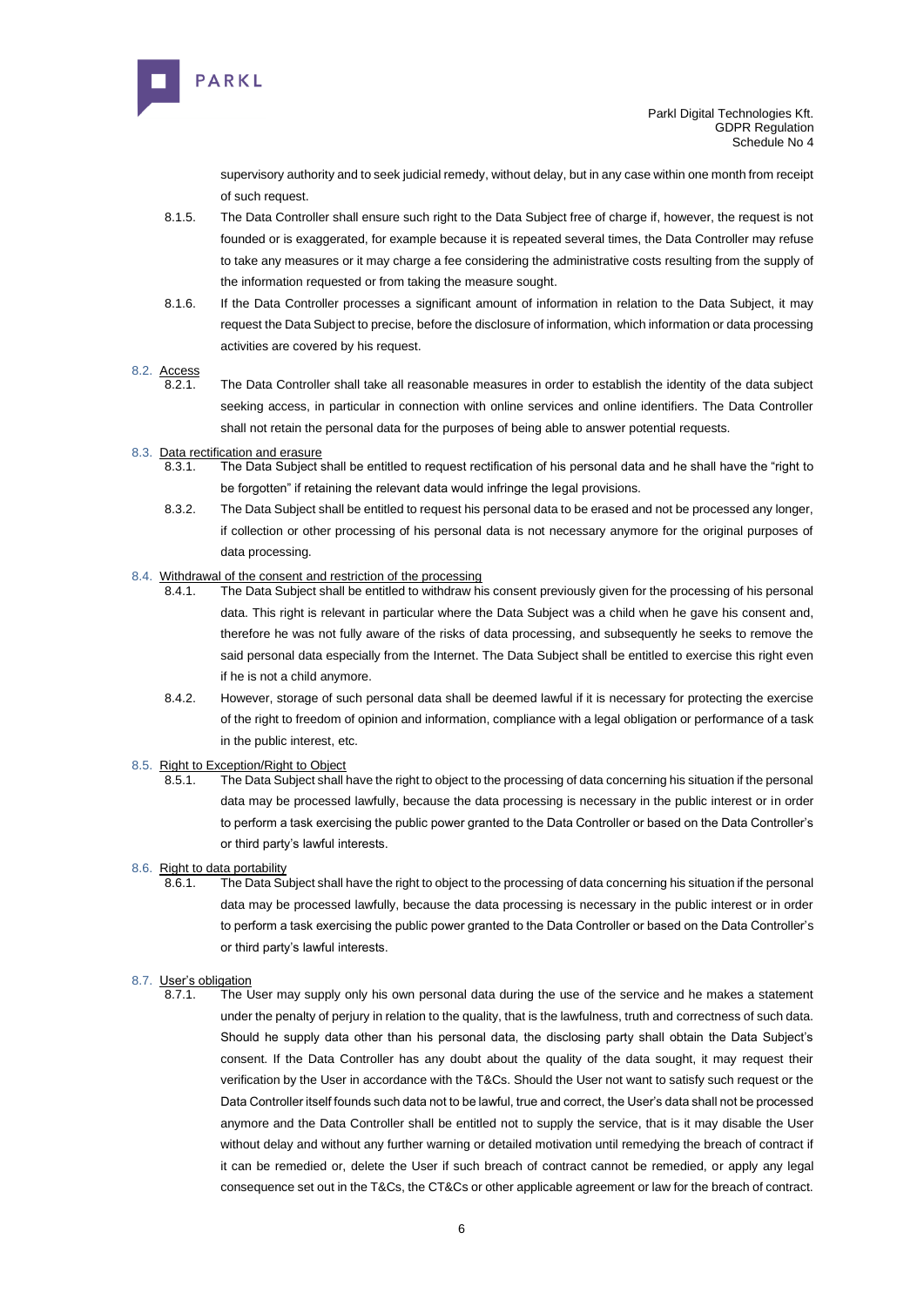supervisory authority and to seek judicial remedy, without delay, but in any case within one month from receipt of such request.

8.1.5. The Data Controller shall ensure such right to the Data Subject free of charge if, however, the request is not founded or is exaggerated, for example because it is repeated several times, the Data Controller may refuse to take any measures or it may charge a fee considering the administrative costs resulting from the supply of the information requested or from taking the measure sought.

8.1.6. If the Data Controller processes a significant amount of information in relation to the Data Subject, it may request the Data Subject to precise, before the disclosure of information, which information or data processing activities are covered by his request.

8.2. Access

8.2.1. The Data Controller shall take all reasonable measures in order to establish the identity of the data subject seeking access, in particular in connection with online services and online identifiers. The Data Controller shall not retain the personal data for the purposes of being able to answer potential requests.

8.3. Data rectification and erasure

8.3.1. The Data Subject shall be entitled to request rectification of his personal data and he shall have the "right to be forgotten" if retaining the relevant data would infringe the legal provisions.

8.3.2. The Data Subject shall be entitled to request his personal data to be erased and not be processed any longer, if collection or other processing of his personal data is not necessary anymore for the original purposes of data processing.

8.4. Withdrawal of the consent and restriction of the processing

8.4.1. The Data Subject shall be entitled to withdraw his consent previously given for the processing of his personal data. This right is relevant in particular where the Data Subject was a child when he gave his consent and, therefore he was not fully aware of the risks of data processing, and subsequently he seeks to remove the said personal data especially from the Internet. The Data Subject shall be entitled to exercise this right even if he is not a child anymore.

8.4.2. However, storage of such personal data shall be deemed lawful if it is necessary for protecting the exercise of the right to freedom of opinion and information, compliance with a legal obligation or performance of a task in the public interest, etc.

8.5. Right to Exception/Right to Object

8.5.1. The Data Subject shall have the right to object to the processing of data concerning his situation if the personal data may be processed lawfully, because the data processing is necessary in the public interest or in order to perform a task exercising the public power granted to the Data Controller or based on the Data Controller's or third party's lawful interests.

8.6. Right to data portability

8.6.1. The Data Subject shall have the right to object to the processing of data concerning his situation if the personal data may be processed lawfully, because the data processing is necessary in the public interest or in order to perform a task exercising the public power granted to the Data Controller or based on the Data Controller's or third party's lawful interests.

8.7. User's obligation

8.7.1. The User may supply only his own personal data during the use of the service and he makes a statement under the penalty of perjury in relation to the quality, that is the lawfulness, truth and correctness of such data. Should he supply data other than his personal data, the disclosing party shall obtain the Data Subject's consent. If the Data Controller has any doubt about the quality of the data sought, it may request their verification by the User in accordance with the T&Cs. Should the User not want to satisfy such request or the Data Controller itself founds such data not to be lawful, true and correct, the User's data shall not be processed anymore and the Data Controller shall be entitled not to supply the service, that is it may disable the User without delay and without any further warning or detailed motivation until remedying the breach of contract if it can be remedied or, delete the User if such breach of contract cannot be remedied, or apply any legal consequence set out in the T&Cs, the CT&Cs or other applicable agreement or law for the breach of contract.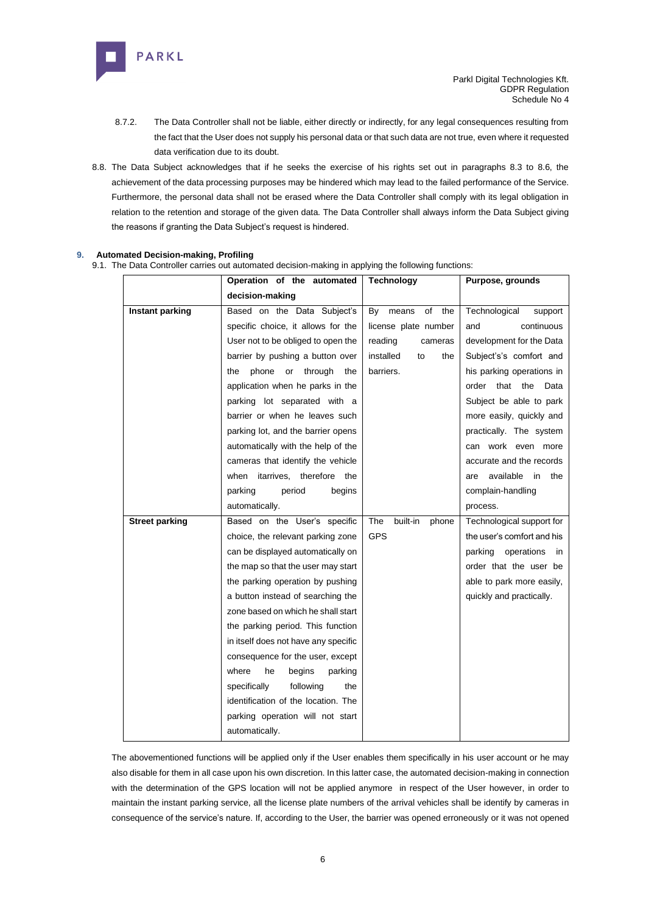8.7.2. The Data Controller shall not be liable, either directly or indirectly, for any legal consequences resulting from the fact that the User does not supply his personal data or that such data are not true, even where it requested data verification due to its doubt.

8.8. The Data Subject acknowledges that if he seeks the exercise of his rights set out in paragraphs 8.3 to 8.6, the achievement of the data processing purposes may be hindered which may lead to the failed performance of the Service. Furthermore, the personal data shall not be erased where the Data Controller shall comply with its legal obligation in relation to the retention and storage of the given data. The Data Controller shall always inform the Data Subject giving the reasons if granting the Data Subject's request is hindered.

## 9. Automated Decision-making, Profiling

9.1. The Data Controller carries out automated decision-making in applying the following functions:

| | Operation of the automated decision-making | Technology | Purpose, grounds |
|---|---|---|---|
| **Instant parking** | Based on the Data Subject's specific choice, it allows for the User not to be obliged to open the barrier by pushing a button over the phone or through the application when he parks in the parking lot separated with a barrier or when he leaves such parking lot, and the barrier opens automatically with the help of the cameras that identify the vehicle when itarrives, therefore the parking period begins automatically. | By means of the license plate number reading cameras installed to the barriers. | Technological support and continuous development for the Data Subject's's comfort and his parking operations in order that the Data Subject be able to park more easily, quickly and practically. The system can work even more accurate and the records are available in the complain-handling process. |
| **Street parking** | Based on the User's specific choice, the relevant parking zone can be displayed automatically on the map so that the user may start the parking operation by pushing a button instead of searching the zone based on which he shall start the parking period. This function in itself does not have any specific consequence for the user, except where he begins parking specifically following the identification of the location. The parking operation will not start automatically. | The built-in phone GPS | Technological support for the user's comfort and his parking operations in order that the user be able to park more easily, quickly and practically. |

The abovementioned functions will be applied only if the User enables them specifically in his user account or he may also disable for them in all case upon his own discretion. In this latter case, the automated decision-making in connection with the determination of the GPS location will not be applied anymore in respect of the User however, in order to maintain the instant parking service, all the license plate numbers of the arrival vehicles shall be identify by cameras in consequence of the service's nature. If, according to the User, the barrier was opened erroneously or it was not opened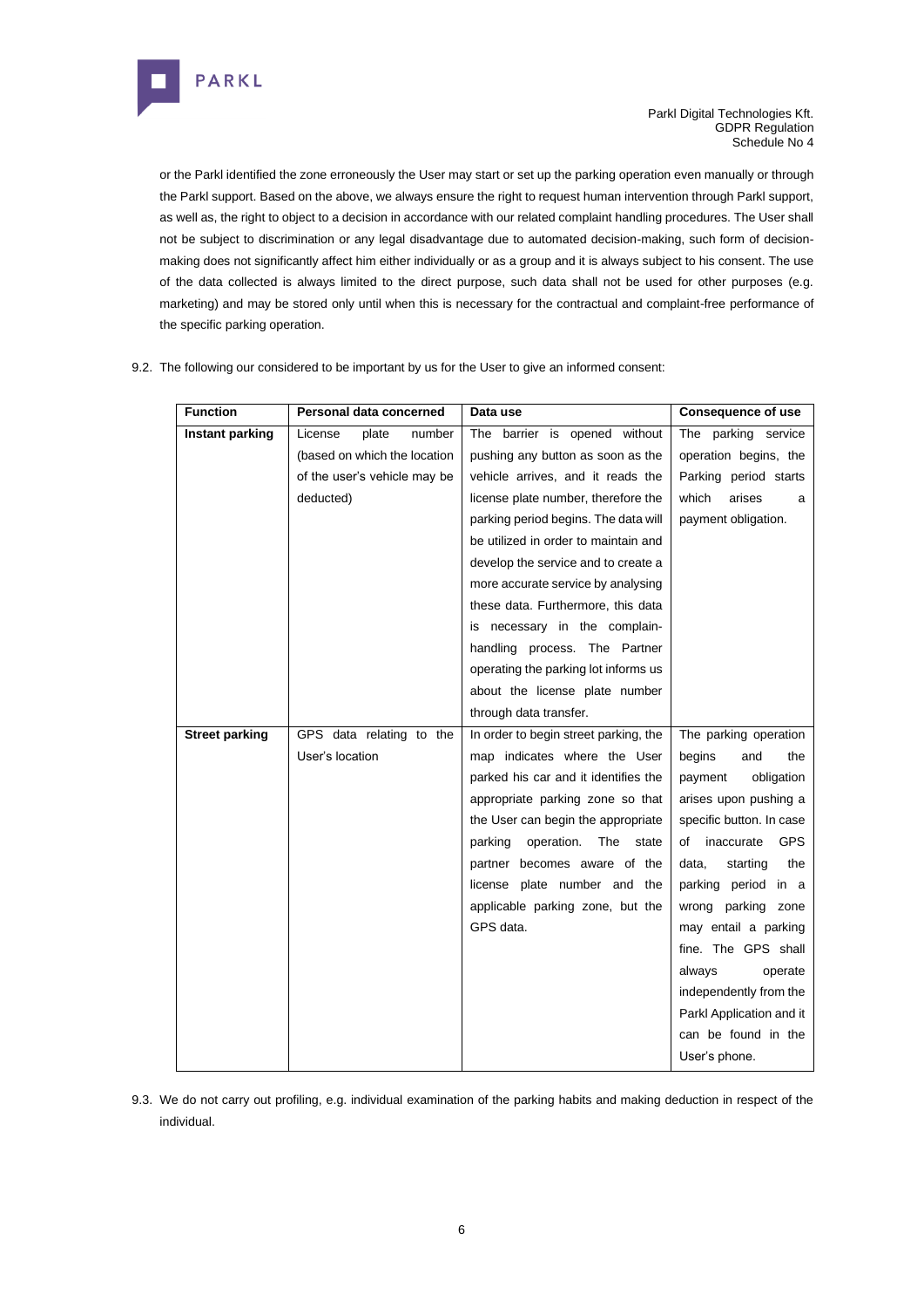or the Parkl identified the zone erroneously the User may start or set up the parking operation even manually or through the Parkl support. Based on the above, we always ensure the right to request human intervention through Parkl support, as well as, the right to object to a decision in accordance with our related complaint handling procedures. The User shall not be subject to discrimination or any legal disadvantage due to automated decision-making, such form of decision-making does not significantly affect him either individually or as a group and it is always subject to his consent. The use of the data collected is always limited to the direct purpose, such data shall not be used for other purposes (e.g. marketing) and may be stored only until when this is necessary for the contractual and complaint-free performance of the specific parking operation.

9.2. The following our considered to be important by us for the User to give an informed consent:

| Function | Personal data concerned | Data use | Consequence of use |
|---|---|---|---|
| **Instant parking** | License plate number (based on which the location of the user's vehicle may be deducted) | The barrier is opened without pushing any button as soon as the vehicle arrives, and it reads the license plate number, therefore the parking period begins. The data will be utilized in order to maintain and develop the service and to create a more accurate service by analysing these data. Furthermore, this data is necessary in the complain-handling process. The Partner operating the parking lot informs us about the license plate number through data transfer. | The parking service operation begins, the Parking period starts which arises a payment obligation. |
| **Street parking** | GPS data relating to the User's location | In order to begin street parking, the map indicates where the User parked his car and it identifies the appropriate parking zone so that the User can begin the appropriate parking operation. The state partner becomes aware of the license plate number and the applicable parking zone, but the GPS data. | The parking operation begins and the payment obligation arises upon pushing a specific button. In case of inaccurate GPS data, starting the parking period in a wrong parking zone may entail a parking fine. The GPS shall always operate independently from the Parkl Application and it can be found in the User's phone. |

9.3. We do not carry out profiling, e.g. individual examination of the parking habits and making deduction in respect of the individual.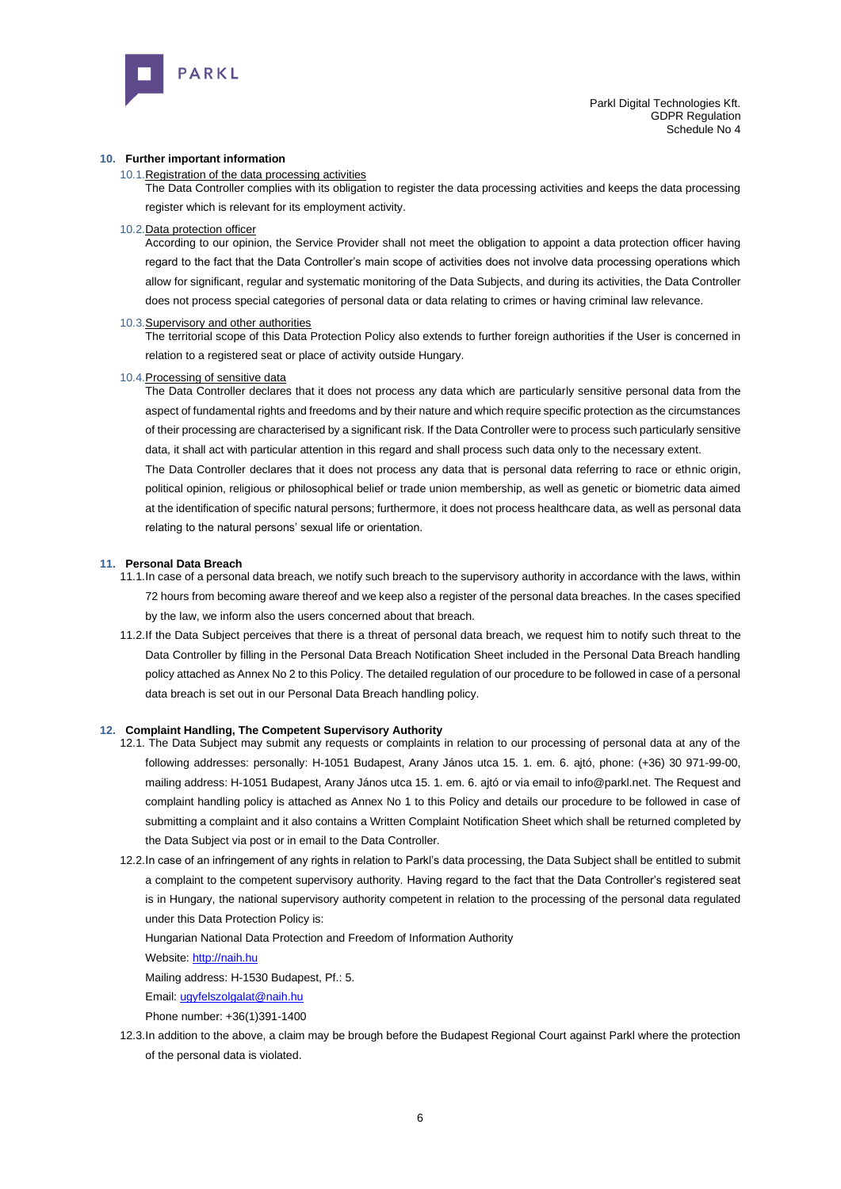## 10. Further important information

### 10.1. Registration of the data processing activities

The Data Controller complies with its obligation to register the data processing activities and keeps the data processing register which is relevant for its employment activity.

### 10.2. Data protection officer

According to our opinion, the Service Provider shall not meet the obligation to appoint a data protection officer having regard to the fact that the Data Controller's main scope of activities does not involve data processing operations which allow for significant, regular and systematic monitoring of the Data Subjects, and during its activities, the Data Controller does not process special categories of personal data or data relating to crimes or having criminal law relevance.

### 10.3. Supervisory and other authorities

The territorial scope of this Data Protection Policy also extends to further foreign authorities if the User is concerned in relation to a registered seat or place of activity outside Hungary.

### 10.4. Processing of sensitive data

The Data Controller declares that it does not process any data which are particularly sensitive personal data from the aspect of fundamental rights and freedoms and by their nature and which require specific protection as the circumstances of their processing are characterised by a significant risk. If the Data Controller were to process such particularly sensitive data, it shall act with particular attention in this regard and shall process such data only to the necessary extent.

The Data Controller declares that it does not process any data that is personal data referring to race or ethnic origin, political opinion, religious or philosophical belief or trade union membership, as well as genetic or biometric data aimed at the identification of specific natural persons; furthermore, it does not process healthcare data, as well as personal data relating to the natural persons' sexual life or orientation.

## 11. Personal Data Breach

11.1. In case of a personal data breach, we notify such breach to the supervisory authority in accordance with the laws, within 72 hours from becoming aware thereof and we keep also a register of the personal data breaches. In the cases specified by the law, we inform also the users concerned about that breach.

11.2. If the Data Subject perceives that there is a threat of personal data breach, we request him to notify such threat to the Data Controller by filling in the Personal Data Breach Notification Sheet included in the Personal Data Breach handling policy attached as Annex No 2 to this Policy. The detailed regulation of our procedure to be followed in case of a personal data breach is set out in our Personal Data Breach handling policy.

## 12. Complaint Handling, The Competent Supervisory Authority

12.1. The Data Subject may submit any requests or complaints in relation to our processing of personal data at any of the following addresses: personally: H-1051 Budapest, Arany János utca 15. 1. em. 6. ajtó, phone: (+36) 30 971-99-00, mailing address: H-1051 Budapest, Arany János utca 15. 1. em. 6. ajtó or via email to info@parkl.net. The Request and complaint handling policy is attached as Annex No 1 to this Policy and details our procedure to be followed in case of submitting a complaint and it also contains a Written Complaint Notification Sheet which shall be returned completed by the Data Subject via post or in email to the Data Controller.

12.2. In case of an infringement of any rights in relation to Parkl's data processing, the Data Subject shall be entitled to submit a complaint to the competent supervisory authority. Having regard to the fact that the Data Controller's registered seat is in Hungary, the national supervisory authority competent in relation to the processing of the personal data regulated under this Data Protection Policy is:

Hungarian National Data Protection and Freedom of Information Authority

Website: http://naih.hu

Mailing address: H-1530 Budapest, Pf.: 5.

Email: ugyfelszolgalat@naih.hu

Phone number: +36(1)391-1400

12.3. In addition to the above, a claim may be brough before the Budapest Regional Court against Parkl where the protection of the personal data is violated.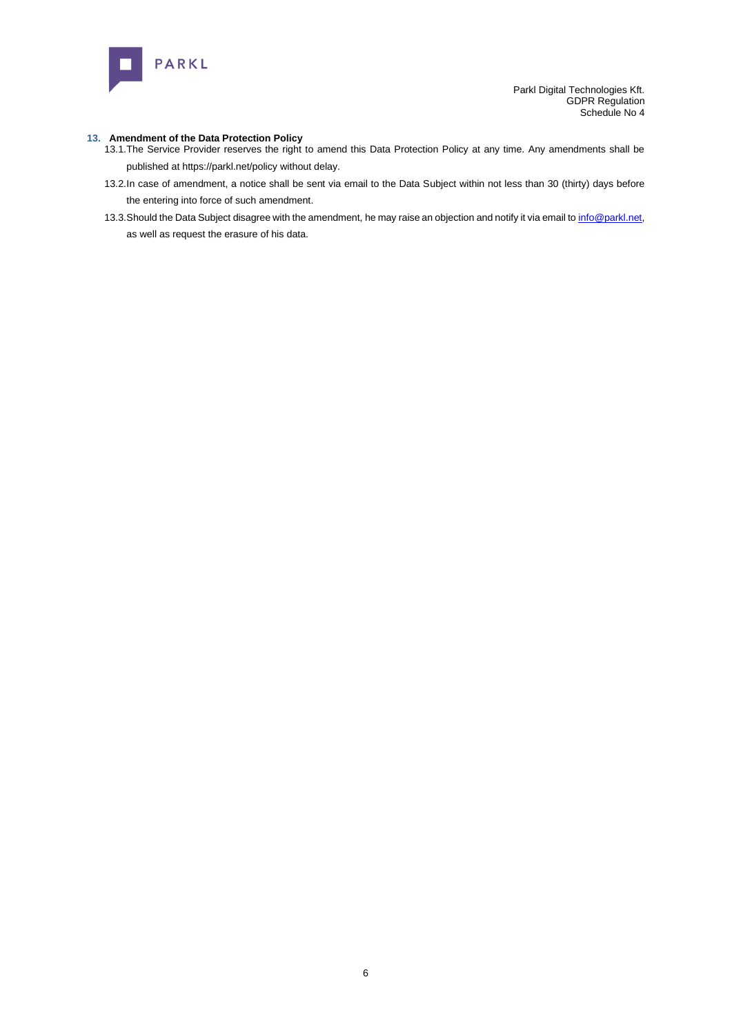## 13. Amendment of the Data Protection Policy

13.1. The Service Provider reserves the right to amend this Data Protection Policy at any time. Any amendments shall be published at https://parkl.net/policy without delay.

13.2. In case of amendment, a notice shall be sent via email to the Data Subject within not less than 30 (thirty) days before the entering into force of such amendment.

13.3. Should the Data Subject disagree with the amendment, he may raise an objection and notify it via email to info@parkl.net, as well as request the erasure of his data.